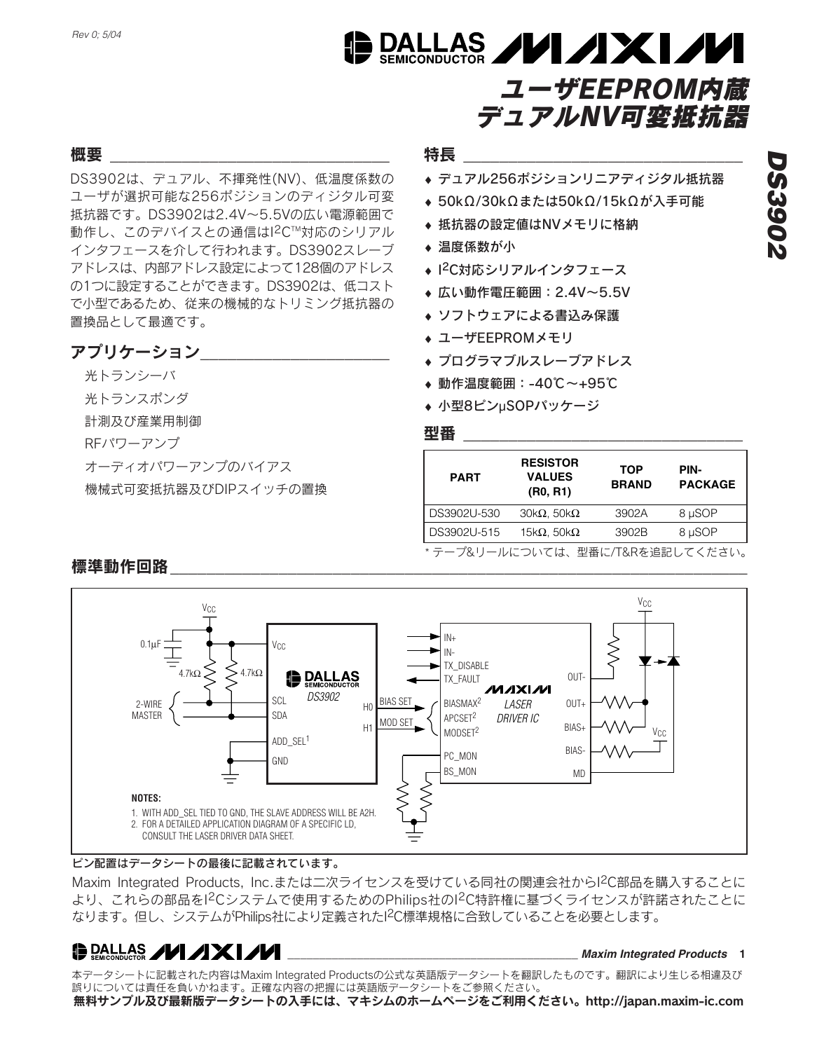Rev 0; 5/04

# ユーザEEPROM内蔵デュアルNV可変抵抗器

## DS3902

## 概要

DS3902は、デュアル、不揮発性(NV)、低温度係数のユーザが選択可能な256ポジションのディジタル可変抵抗器です。DS3902は2.4V～5.5Vの広い電源範囲で動作し、このデバイスとの通信は$I^2C^{TM}$対応のシリアルインタフェースを介して行われます。DS3902スレーブアドレスは、内部アドレス設定によって128個のアドレスの1つに設定することができます。DS3902は、低コストで小型であるため、従来の機械的なトリミング抵抗器の置換品として最適です。

## アプリケーション

光トランシーバ

光トランスポンダ

計測及び産業用制御

RFパワーアンプ

オーディオパワーアンプのバイアス

機械式可変抵抗器及びDIPスイッチの置換

## 特長

- ♦ デュアル256ポジションリニアディジタル抵抗器
- ♦ 50kΩ/30kΩまたは50kΩ/15kΩが入手可能
- ♦ 抵抗器の設定値はNVメモリに格納
- ♦ 温度係数が小
- ♦ $I^2C$対応シリアルインタフェース
- ♦ 広い動作電圧範囲：2.4V～5.5V
- ♦ ソフトウェアによる書込み保護
- ♦ ユーザEEPROMメモリ
- ♦ プログラマブルスレーブアドレス
- ♦ 動作温度範囲：-40℃～+95℃
- ♦ 小型8ピンµSOPパッケージ

## 型番

| PART | RESISTOR VALUES (R0, R1) | TOP BRAND | PIN-PACKAGE |
|---|---|---|---|
| DS3902U-530 | 30kΩ, 50kΩ | 3902A | 8 µSOP |
| DS3902U-515 | 15kΩ, 50kΩ | 3902B | 8 µSOP |

* テープ&リールについては、型番に/T&Rを追記してください。

## 標準動作回路

$V_{CC}$

0.1µF

4.7kΩ

4.7kΩ

2-WIRE MASTER

$V_{CC}$

SCL

SDA

ADD_SEL[1]

GND

DALLAS SEMICONDUCTOR

DS3902

H0

H1

BIAS SET

MOD SET

IN+

IN-

TX_DISABLE

TX_FAULT

BIASMAX[2]

APCSET[2]

MODSET[2]

PC_MON

BS_MON

MAXIM

LASER DRIVER IC

OUT-

OUT+

BIAS+

BIAS-

MD

$V_{CC}$

$V_{CC}$

NOTES:

1. WITH ADD_SEL TIED TO GND, THE SLAVE ADDRESS WILL BE A2H.
2. FOR A DETAILED APPLICATION DIAGRAM OF A SPECIFIC LD, CONSULT THE LASER DRIVER DATA SHEET.

**ピン配置はデータシートの最後に記載されています。**

Maxim Integrated Products, Inc.または二次ライセンスを受けている同社の関連会社から$I^2C$部品を購入することにより、これらの部品を$I^2C$システムで使用するためのPhilips社の$I^2C$特許権に基づくライセンスが許諾されたことになります。但し、システムがPhilips社により定義された$I^2C$標準規格に合致していることを必要とします。

本データシートに記載された内容はMaxim Integrated Productsの公式な英語版データシートを翻訳したものです。翻訳により生じる相違及び誤りについては責任を負いかねます。正確な内容の把握には英語版データシートをご参照ください。

**無料サンプル及び最新版データシートの入手には、マキシムのホームページをご利用ください。http://japan.maxim-ic.com**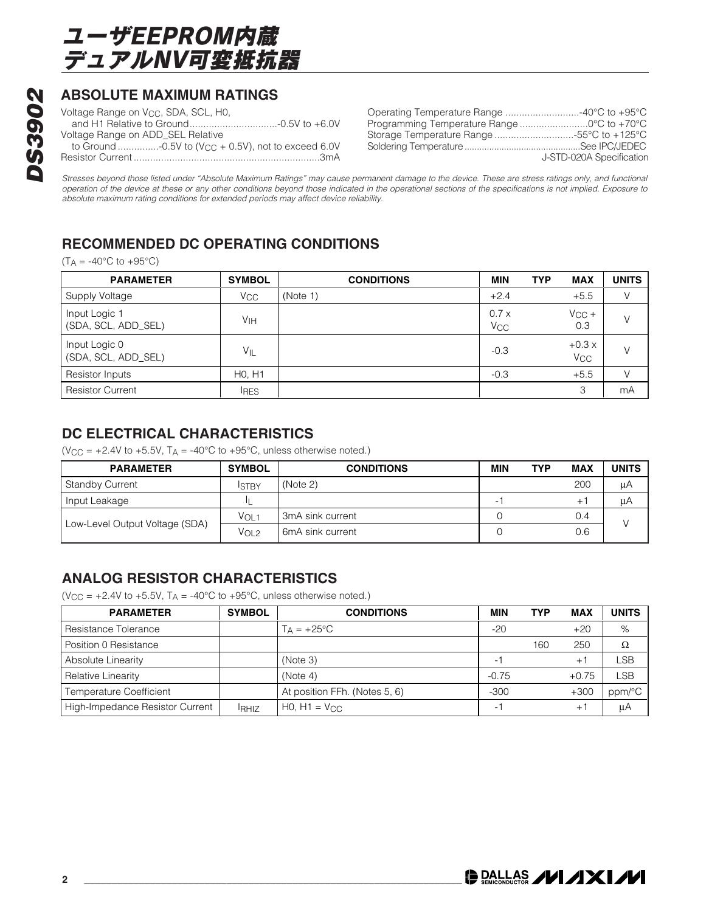## ABSOLUTE MAXIMUM RATINGS

Voltage Range on $V_{CC}$, SDA, SCL, H0, and H1 Relative to Ground................................-0.5V to +6.0V
Voltage Range on ADD_SEL Relative to Ground ...............-0.5V to ($V_{CC}$ + 0.5V), not to exceed 6.0V
Resistor Current ...................................................................3mA
Operating Temperature Range ...........................-40°C to +95°C
Programming Temperature Range .........................0°C to +70°C
Storage Temperature Range .............................-55°C to +125°C
Soldering Temperature ..............................................See IPC/JEDEC J-STD-020A Specification

*Stresses beyond those listed under “Absolute Maximum Ratings” may cause permanent damage to the device. These are stress ratings only, and functional operation of the device at these or any other conditions beyond those indicated in the operational sections of the specifications is not implied. Exposure to absolute maximum rating conditions for extended periods may affect device reliability.*

## RECOMMENDED DC OPERATING CONDITIONS

($T_A$ = -40°C to +95°C)

| PARAMETER | SYMBOL | CONDITIONS | MIN | TYP | MAX | UNITS |
|---|---|---|---|---|---|---|
| Supply Voltage | $V_{CC}$ | (Note 1) | +2.4 | | +5.5 | V |
| Input Logic 1 (SDA, SCL, ADD_SEL) | $V_{IH}$ | | 0.7 x $V_{CC}$ | | $V_{CC}$ + 0.3 | V |
| Input Logic 0 (SDA, SCL, ADD_SEL) | $V_{IL}$ | | -0.3 | | +0.3 x $V_{CC}$ | V |
| Resistor Inputs | H0, H1 | | -0.3 | | +5.5 | V |
| Resistor Current | $I_{RES}$ | | | | 3 | mA |

## DC ELECTRICAL CHARACTERISTICS

($V_{CC}$ = +2.4V to +5.5V, $T_A$ = -40°C to +95°C, unless otherwise noted.)

| PARAMETER | SYMBOL | CONDITIONS | MIN | TYP | MAX | UNITS |
|---|---|---|---|---|---|---|
| Standby Current | $I_{STBY}$ | (Note 2) | | | 200 | µA |
| Input Leakage | $I_L$ | | -1 | | +1 | µA |
| Low-Level Output Voltage (SDA) | $V_{OL1}$ | 3mA sink current | 0 | | 0.4 | V |
| | $V_{OL2}$ | 6mA sink current | 0 | | 0.6 | |

## ANALOG RESISTOR CHARACTERISTICS

($V_{CC}$ = +2.4V to +5.5V, $T_A$ = -40°C to +95°C, unless otherwise noted.)

| PARAMETER | SYMBOL | CONDITIONS | MIN | TYP | MAX | UNITS |
|---|---|---|---|---|---|---|
| Resistance Tolerance | | $T_A$ = +25°C | -20 | | +20 | % |
| Position 0 Resistance | | | | 160 | 250 | Ω |
| Absolute Linearity | | (Note 3) | -1 | | +1 | LSB |
| Relative Linearity | | (Note 4) | -0.75 | | +0.75 | LSB |
| Temperature Coefficient | | At position FFh. (Notes 5, 6) | -300 | | +300 | ppm/°C |
| High-Impedance Resistor Current | $I_{RHIZ}$ | H0, H1 = $V_{CC}$ | -1 | | +1 | µA |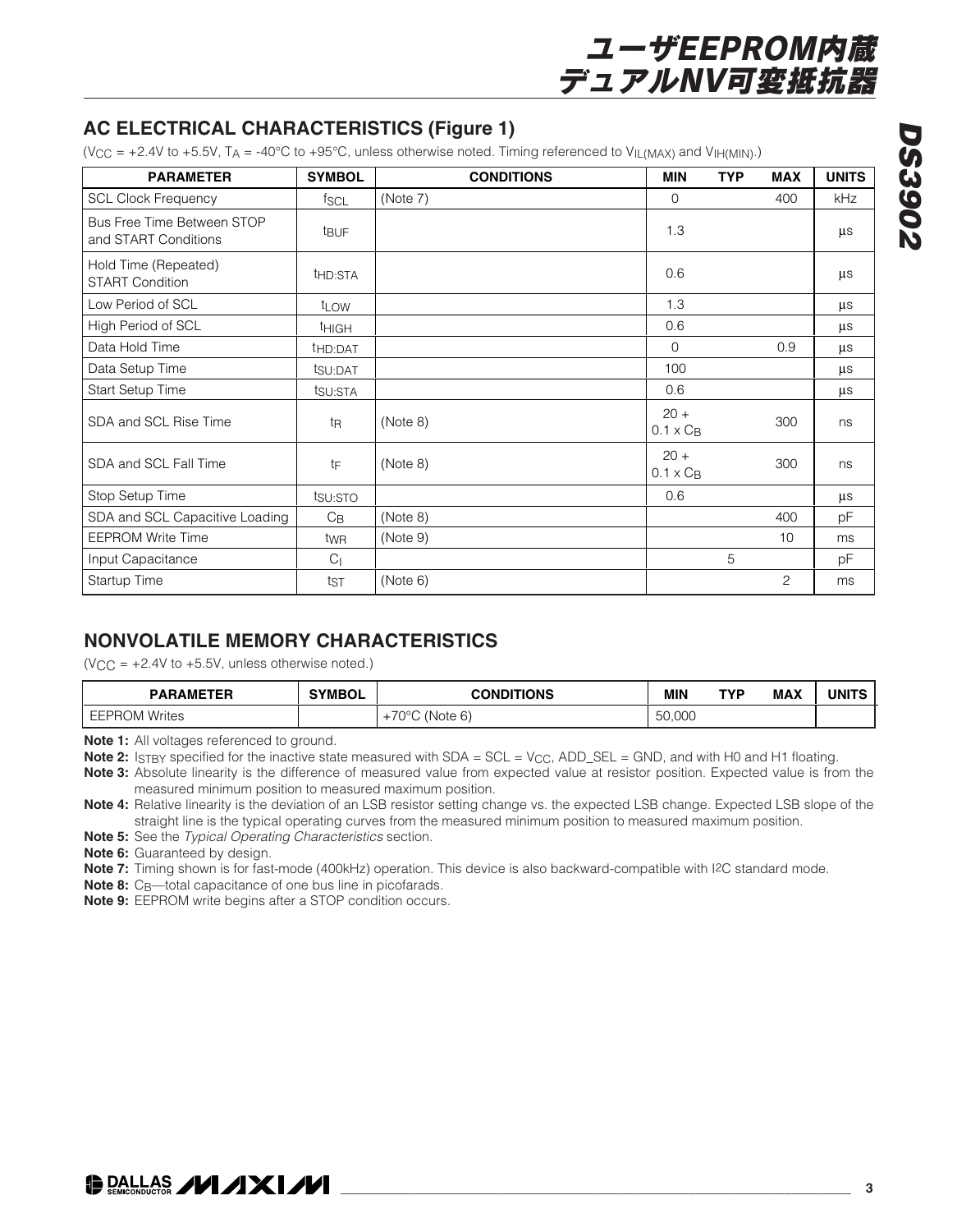## AC ELECTRICAL CHARACTERISTICS (Figure 1)

($V_{CC}$ = +2.4V to +5.5V, $T_A$ = -40°C to +95°C, unless otherwise noted. Timing referenced to $V_{IL(MAX)}$ and $V_{IH(MIN)}$.)

| PARAMETER | SYMBOL | CONDITIONS | MIN | TYP | MAX | UNITS |
|---|---|---|---|---|---|---|
| SCL Clock Frequency | $f_{SCL}$ | (Note 7) | 0 | | 400 | kHz |
| Bus Free Time Between STOP and START Conditions | $t_{BUF}$ | | 1.3 | | | µs |
| Hold Time (Repeated) START Condition | $t_{HD:STA}$ | | 0.6 | | | µs |
| Low Period of SCL | $t_{LOW}$ | | 1.3 | | | µs |
| High Period of SCL | $t_{HIGH}$ | | 0.6 | | | µs |
| Data Hold Time | $t_{HD:DAT}$ | | 0 | | 0.9 | µs |
| Data Setup Time | $t_{SU:DAT}$ | | 100 | | | µs |
| Start Setup Time | $t_{SU:STA}$ | | 0.6 | | | µs |
| SDA and SCL Rise Time | $t_R$ | (Note 8) | 20 + 0.1 x $C_B$ | | 300 | ns |
| SDA and SCL Fall Time | $t_F$ | (Note 8) | 20 + 0.1 x $C_B$ | | 300 | ns |
| Stop Setup Time | $t_{SU:STO}$ | | 0.6 | | | µs |
| SDA and SCL Capacitive Loading | $C_B$ | (Note 8) | | | 400 | pF |
| EEPROM Write Time | $t_{WR}$ | (Note 9) | | | 10 | ms |
| Input Capacitance | $C_I$ | | | 5 | | pF |
| Startup Time | $t_{ST}$ | (Note 6) | | | 2 | ms |

## NONVOLATILE MEMORY CHARACTERISTICS

($V_{CC}$ = +2.4V to +5.5V, unless otherwise noted.)

| PARAMETER | SYMBOL | CONDITIONS | MIN | TYP | MAX | UNITS |
|---|---|---|---|---|---|---|
| EEPROM Writes | | +70°C (Note 6) | 50,000 | | | |

**Note 1:** All voltages referenced to ground.

**Note 2:** $I_{STBY}$ specified for the inactive state measured with SDA = SCL = $V_{CC}$, ADD_SEL = GND, and with H0 and H1 floating.

**Note 3:** Absolute linearity is the difference of measured value from expected value at resistor position. Expected value is from the measured minimum position to measured maximum position.

**Note 4:** Relative linearity is the deviation of an LSB resistor setting change vs. the expected LSB change. Expected LSB slope of the straight line is the typical operating curves from the measured minimum position to measured maximum position.

**Note 5:** See the *Typical Operating Characteristics* section.

**Note 6:** Guaranteed by design.

**Note 7:** Timing shown is for fast-mode (400kHz) operation. This device is also backward-compatible with I2C standard mode.

**Note 8:** $C_B$—total capacitance of one bus line in picofarads.

**Note 9:** EEPROM write begins after a STOP condition occurs.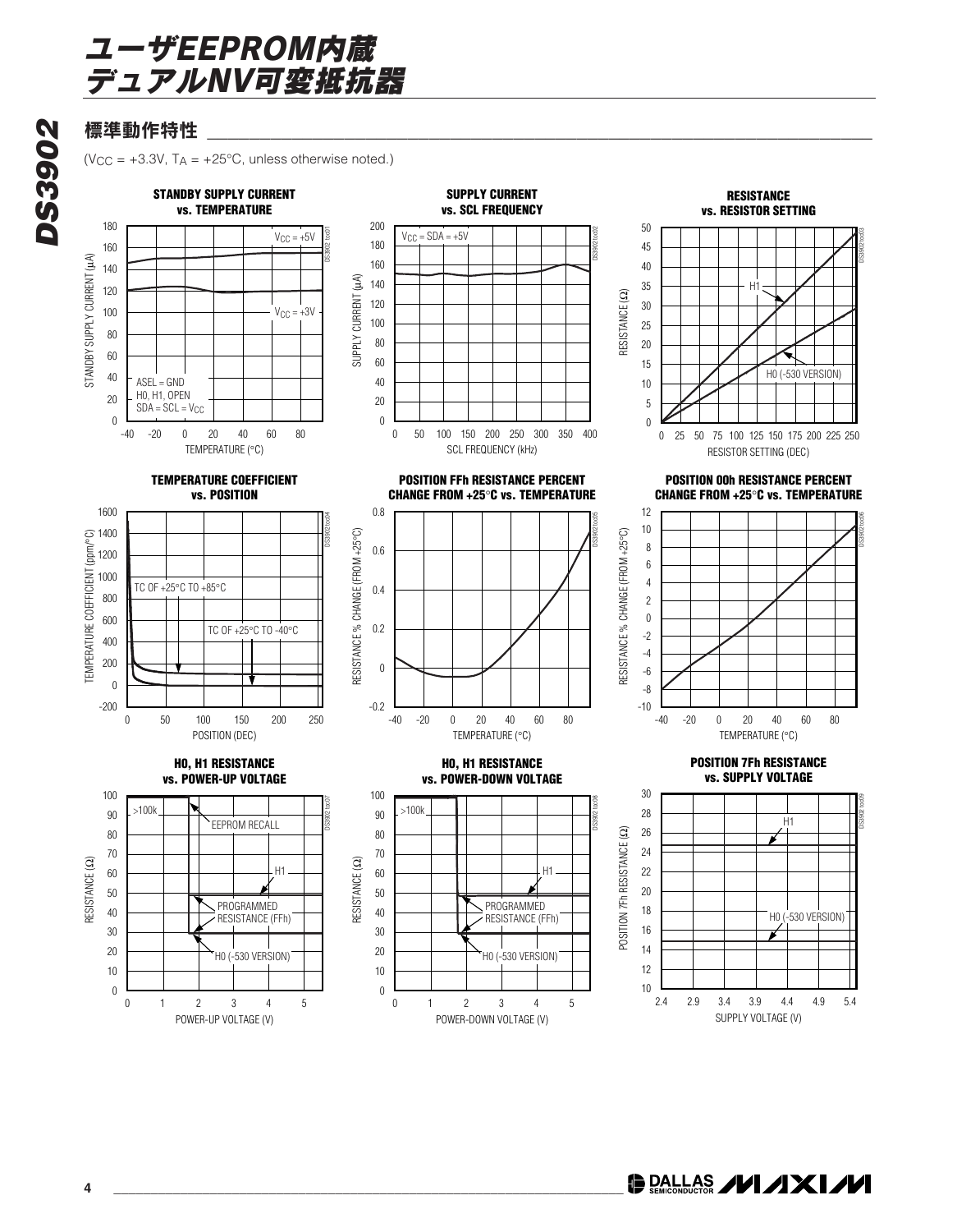## 標準動作特性

($V_{CC}$ = +3.3V, $T_A$ = +25°C, unless otherwise noted.)

**STANDBY SUPPLY CURRENT vs. TEMPERATURE**

STANDBY SUPPLY CURRENT (µA)
180
160
140
120
100
80
60
40
20
0
-40 -20 0 20 40 60 80
TEMPERATURE (°C)
$V_{CC}$ = +5V
$V_{CC}$ = +3V
ASEL = GND
H0, H1, OPEN
SDA = SCL = $V_{CC}$
DS3902 toc01

**SUPPLY CURRENT vs. SCL FREQUENCY**

SUPPLY CURRENT (µA)
200
180
160
140
120
100
80
60
40
20
0
0 50 100 150 200 250 300 350 400
SCL FREQUENCY (kHz)
$V_{CC}$ = SDA = +5V
DS3902 toc02

**RESISTANCE vs. RESISTOR SETTING**

RESISTANCE (Ω)
50
45
40
35
30
25
20
15
10
5
0
0 25 50 75 100 125 150 175 200 225 250
RESISTOR SETTING (DEC)
H1
H0 (-530 VERSION)
DS3902 toc03

**TEMPERATURE COEFFICIENT vs. POSITION**

TEMPERATURE COEFFICIENT (ppm/°C)
1600
1400
1200
1000
800
600
400
200
0
-200
0 50 100 150 200 250
POSITION (DEC)
TC OF +25°C TO +85°C
TC OF +25°C TO -40°C
DS3902 toc04

**POSITION FFh RESISTANCE PERCENT CHANGE FROM +25°C vs. TEMPERATURE**

RESISTANCE % CHANGE (FROM +25°C)
0.8
0.6
0.4
0.2
0
-0.2
-40 -20 0 20 40 60 80
TEMPERATURE (°C)
DS3902 toc05

**POSITION 00h RESISTANCE PERCENT CHANGE FROM +25°C vs. TEMPERATURE**

RESISTANCE % CHANGE (FROM +25°C)
12
10
8
6
4
2
0
-2
-4
-6
-8
-10
-40 -20 0 20 40 60 80
TEMPERATURE (°C)
DS3902 toc06

**H0, H1 RESISTANCE vs. POWER-UP VOLTAGE**

RESISTANCE (Ω)
100
90
80
70
60
50
40
30
20
10
0
0 1 2 3 4 5
POWER-UP VOLTAGE (V)
>100k
EEPROM RECALL
H1
PROGRAMMED RESISTANCE (FFh)
H0 (-530 VERSION)
DS3902 toc07

**H0, H1 RESISTANCE vs. POWER-DOWN VOLTAGE**

RESISTANCE (Ω)
100
90
80
70
60
50
40
30
20
10
0
0 1 2 3 4 5
POWER-DOWN VOLTAGE (V)
>100k
H1
PROGRAMMED RESISTANCE (FFh)
H0 (-530 VERSION)
DS3902 toc08

**POSITION 7Fh RESISTANCE vs. SUPPLY VOLTAGE**

POSITION 7Fh RESISTANCE (Ω)
30
28
26
24
22
20
18
16
14
12
10
2.4 2.9 3.4 3.9 4.4 4.9 5.4
SUPPLY VOLTAGE (V)
H1
H0 (-530 VERSION)
DS3902 toc09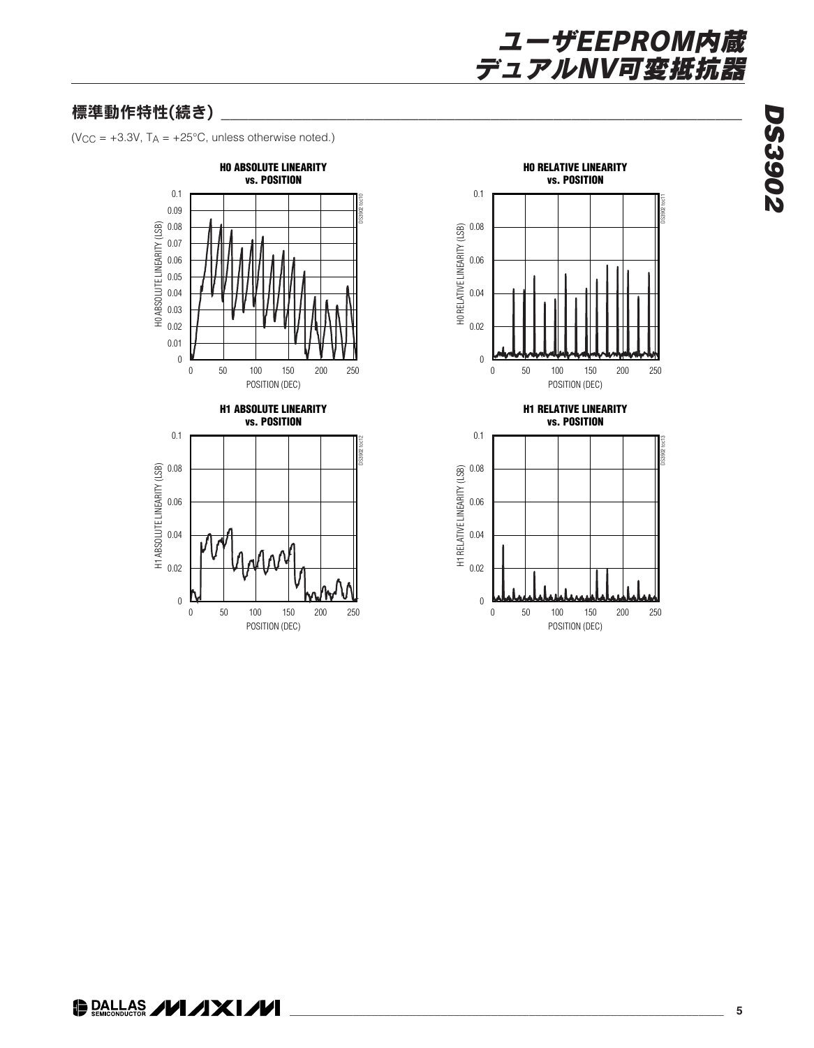## 標準動作特性(続き)

($V_{CC}$ = +3.3V, $T_A$ = +25°C, unless otherwise noted.)

**H0 ABSOLUTE LINEARITY vs. POSITION**

DS3902 toc10

H0 ABSOLUTE LINEARITY (LSB)

0.1
0.09
0.08
0.07
0.06
0.05
0.04
0.03
0.02
0.01
0

0 50 100 150 200 250

POSITION (DEC)

**H0 RELATIVE LINEARITY vs. POSITION**

DS3902 toc11

H0 RELATIVE LINEARITY (LSB)

0.1
0.08
0.06
0.04
0.02
0

0 50 100 150 200 250

POSITION (DEC)

**H1 ABSOLUTE LINEARITY vs. POSITION**

DS3902 toc12

H1 ABSOLUTE LINEARITY (LSB)

0.1
0.08
0.06
0.04
0.02
0

0 50 100 150 200 250

POSITION (DEC)

**H1 RELATIVE LINEARITY vs. POSITION**

DS3902 toc13

H1 RELATIVE LINEARITY (LSB)

0.1
0.08
0.06
0.04
0.02
0

0 50 100 150 200 250

POSITION (DEC)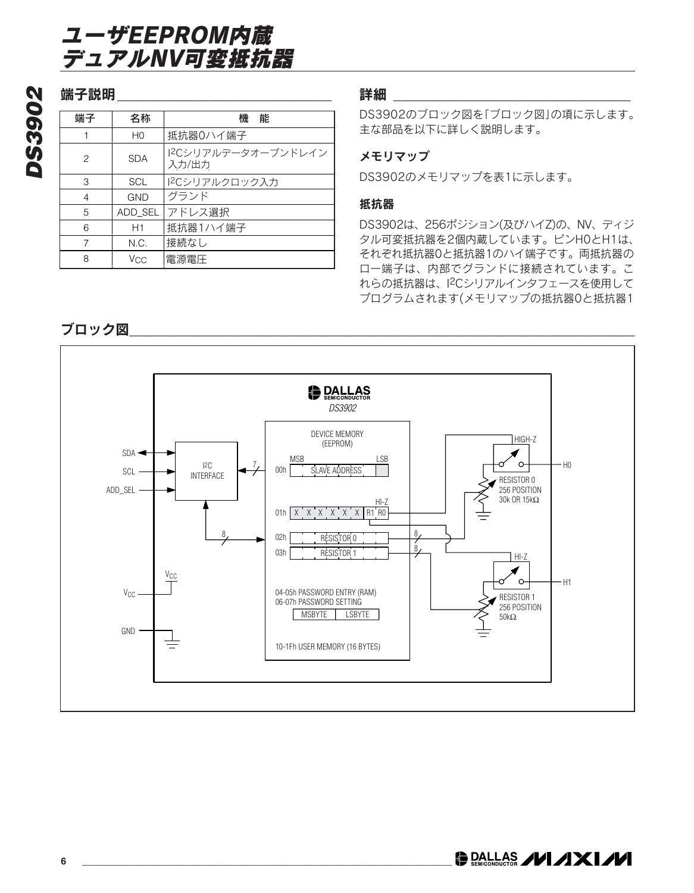# ユーザEEPROM内蔵 デュアルNV可変抵抗器

## 端子説明

| 端子 | 名称 | 機　能 |
|---|---|---|
| 1 | H0 | 抵抗器0ハイ端子 |
| 2 | SDA | I²Cシリアルデータオープンドレイン入力/出力 |
| 3 | SCL | I²Cシリアルクロック入力 |
| 4 | GND | グランド |
| 5 | ADD_SEL | アドレス選択 |
| 6 | H1 | 抵抗器1ハイ端子 |
| 7 | N.C. | 接続なし |
| 8 | $V_{CC}$ | 電源電圧 |

## 詳細

DS3902のブロック図を「ブロック図」の項に示します。主な部品を以下に詳しく説明します。

### メモリマップ

DS3902のメモリマップを表1に示します。

### 抵抗器

DS3902は、256ポジション(及びハイZ)の、NV、ディジタル可変抵抗器を2個内蔵しています。ピンH0とH1は、それぞれ抵抗器0と抵抗器1のハイ端子です。両抵抗器のロー端子は、内部でグランドに接続されています。これらの抵抗器は、I²Cシリアルインタフェースを使用してプログラムされます(メモリマップの抵抗器0と抵抗器1

## ブロック図

DALLAS SEMICONDUCTOR
DS3902
SDA
SCL
ADD_SEL
I²C INTERFACE
7
8
$V_{CC}$
$V_{CC}$
GND
DEVICE MEMORY (EEPROM)
MSB LSB
00h SLAVE ADDRESS
HI-Z
01h X X X X X X R1 R0
02h RESISTOR 0
03h RESISTOR 1
04-05h PASSWORD ENTRY (RAM)
06-07h PASSWORD SETTING
MSBYTE LSBYTE
10-1Fh USER MEMORY (16 BYTES)
HIGH-Z
H0
RESISTOR 0
256 POSITION
30k OR 15kΩ
HI-Z
H1
RESISTOR 1
256 POSITION
50kΩ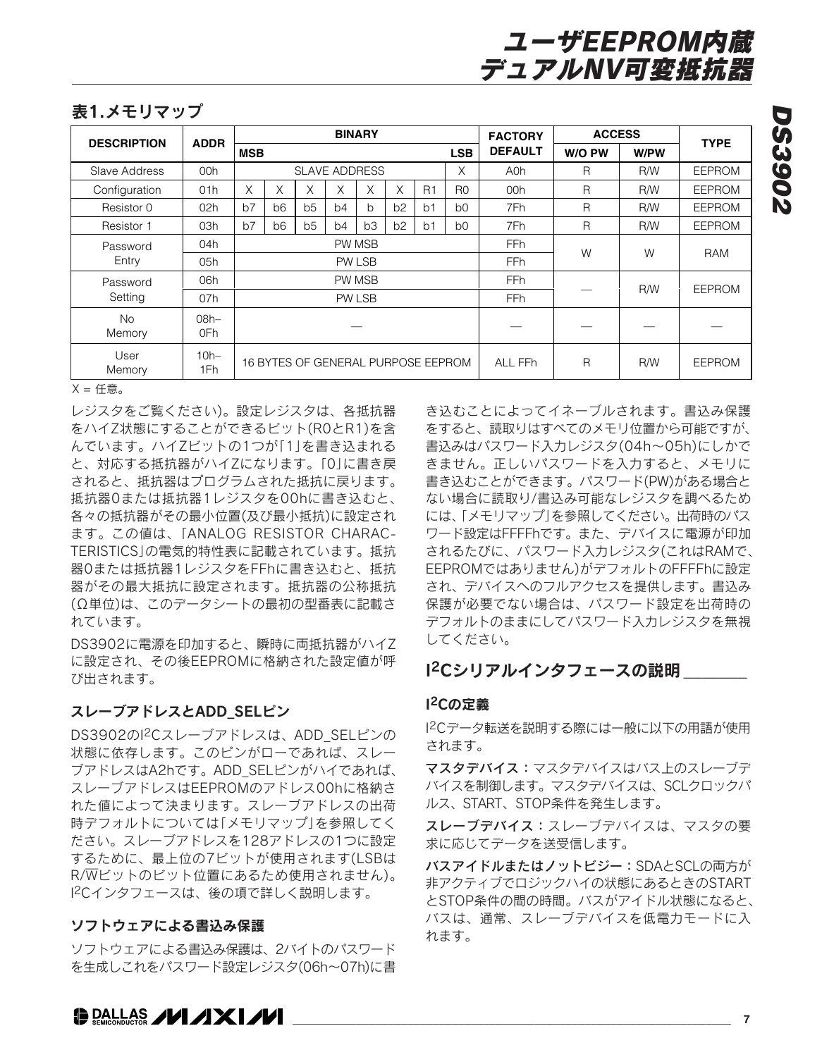### 表1.メモリマップ

| DESCRIPTION | ADDR | BINARY | | | | | | | | FACTORY DEFAULT | ACCESS | | TYPE |
|---|---|---|---|---|---|---|---|---|---|---|---|---|---|
| | | MSB | | | | | | | LSB | | W/O PW | W/PW | |
| Slave Address | 00h | SLAVE ADDRESS | | | | | | | X | A0h | R | R/W | EEPROM |
| Configuration | 01h | X | X | X | X | X | X | R1 | R0 | 00h | R | R/W | EEPROM |
| Resistor 0 | 02h | b7 | b6 | b5 | b4 | b | b2 | b1 | b0 | 7Fh | R | R/W | EEPROM |
| Resistor 1 | 03h | b7 | b6 | b5 | b4 | b3 | b2 | b1 | b0 | 7Fh | R | R/W | EEPROM |
| Password Entry | 04h | PW MSB | | | | | | | | FFh | W | W | RAM |
| | 05h | PW LSB | | | | | | | | FFh | | | |
| Password Setting | 06h | PW MSB | | | | | | | | FFh | — | R/W | EEPROM |
| | 07h | PW LSB | | | | | | | | FFh | | | |
| No Memory | 08h–0Fh | — | | | | | | | | — | — | — | — |
| User Memory | 10h–1Fh | 16 BYTES OF GENERAL PURPOSE EEPROM | | | | | | | | ALL FFh | R | R/W | EEPROM |

X = 任意。

レジスタをご覧ください)。設定レジスタは、各抵抗器をハイZ状態にすることができるビット(R0とR1)を含んでいます。ハイZビットの1つが「1」を書き込まれると、対応する抵抗器がハイZになります。「0」に書き戻されると、抵抗器はプログラムされた抵抗に戻ります。抵抗器0または抵抗器1レジスタを00hに書き込むと、各々の抵抗器がその最小位置(及び最小抵抗)に設定されます。この値は、「ANALOG RESISTOR CHARACTERISTICS」の電気的特性表に記載されています。抵抗器0または抵抗器1レジスタをFFhに書き込むと、抵抗器がその最大抵抗に設定されます。抵抗器の公称抵抗(Ω単位)は、このデータシートの最初の型番表に記載されています。

DS3902に電源を印加すると、瞬時に両抵抗器がハイZに設定され、その後EEPROMに格納された設定値が呼び出されます。

### スレーブアドレスとADD_SELピン

DS3902のI²Cスレーブアドレスは、ADD_SELピンの状態に依存します。このピンがローであれば、スレーブアドレスはA2hです。ADD_SELピンがハイであれば、スレーブアドレスはEEPROMのアドレス00hに格納された値によって決まります。スレーブアドレスの出荷時デフォルトについては「メモリマップ」を参照してください。スレーブアドレスを128アドレスの1つに設定するために、最上位の7ビットが使用されます(LSBはR/$\overline{W}$ビットのビット位置にあるため使用されません)。I²Cインタフェースは、後の項で詳しく説明します。

### ソフトウェアによる書込み保護

ソフトウェアによる書込み保護は、2バイトのパスワードを生成しこれをパスワード設定レジスタ(06h～07h)に書き込むことによってイネーブルされます。書込み保護をすると、読取りはすべてのメモリ位置から可能ですが、書込みはパスワード入力レジスタ(04h～05h)にしかできません。正しいパスワードを入力すると、メモリに書き込むことができます。パスワード(PW)がある場合とない場合に読取り/書込み可能なレジスタを調べるためには、「メモリマップ」を参照してください。出荷時のパスワード設定はFFFFhです。また、デバイスに電源が印加されるたびに、パスワード入力レジスタ(これはRAMで、EEPROMではありません)がデフォルトのFFFFhに設定され、デバイスへのフルアクセスを提供します。書込み保護が必要でない場合は、パスワード設定を出荷時のデフォルトのままにしてパスワード入力レジスタを無視してください。

## I²Cシリアルインタフェースの説明

### I²Cの定義

I²Cデータ転送を説明する際には一般に以下の用語が使用されます。

**マスタデバイス**：マスタデバイスはバス上のスレーブデバイスを制御します。マスタデバイスは、SCLクロックパルス、START、STOP条件を発生します。

**スレーブデバイス**：スレーブデバイスは、マスタの要求に応じてデータを送受信します。

**バスアイドルまたはノットビジー**：SDAとSCLの両方が非アクティブでロジックハイの状態にあるときのSTARTとSTOP条件の間の時間。バスがアイドル状態になると、バスは、通常、スレーブデバイスを低電力モードに入れます。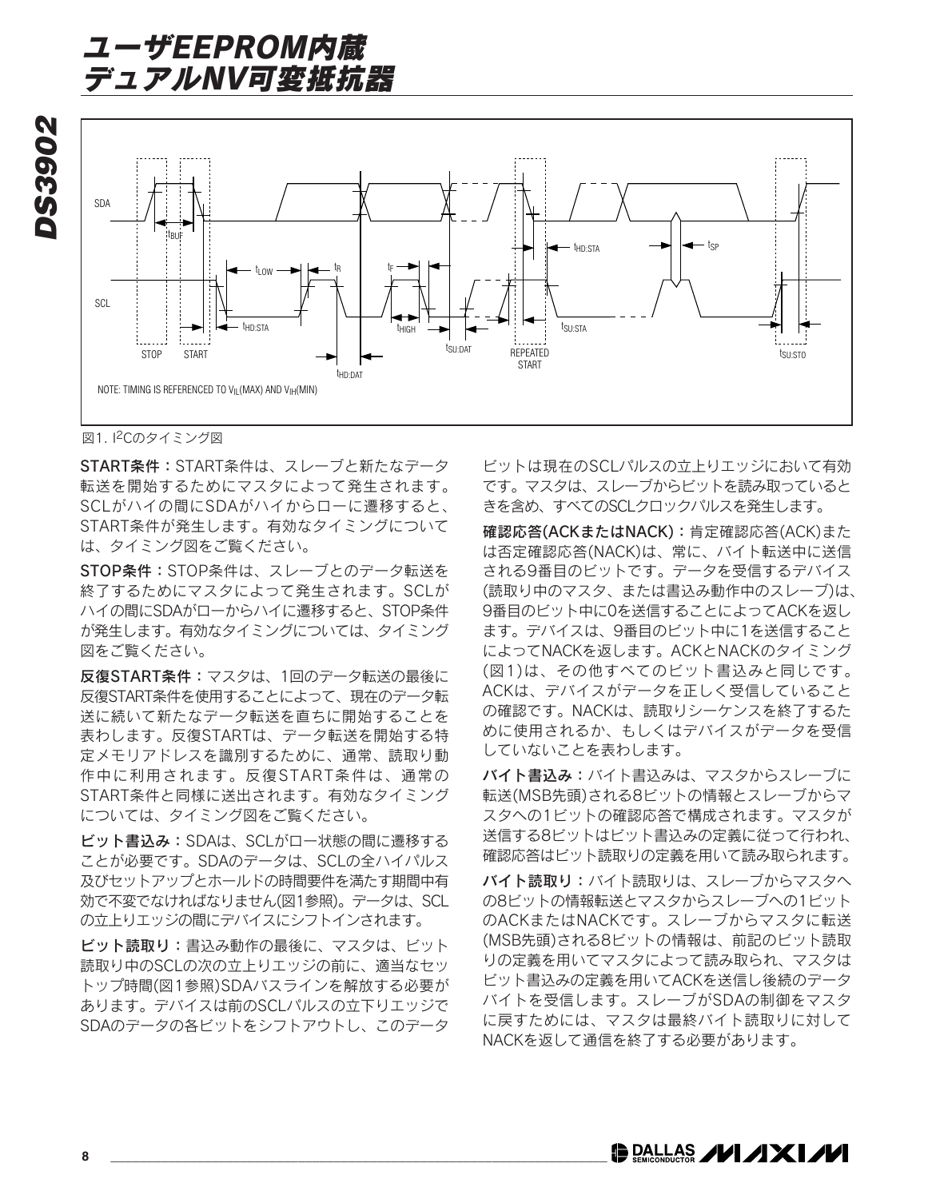SDA

$t_{BUF}$

$t_{HD:STA}$

$t_{SP}$

$t_{LOW}$

$t_R$

$t_F$

SCL

$t_{HD:STA}$

$t_{HIGH}$

$t_{SU:STA}$

$t_{SU:DAT}$

STOP

START

REPEATED START

$t_{SU:STO}$

$t_{HD:DAT}$

NOTE: TIMING IS REFERENCED TO $V_{IL(MAX)}$ AND $V_{IH(MIN)}$

図1. I²Cのタイミング図

**START条件：**START条件は、スレーブと新たなデータ転送を開始するためにマスタによって発生されます。SCLがハイの間にSDAがハイからローに遷移すると、START条件が発生します。有効なタイミングについては、タイミング図をご覧ください。

**STOP条件：**STOP条件は、スレーブとのデータ転送を終了するためにマスタによって発生されます。SCLがハイの間にSDAがローからハイに遷移すると、STOP条件が発生します。有効なタイミングについては、タイミング図をご覧ください。

**反復START条件：**マスタは、1回のデータ転送の最後に反復START条件を使用することによって、現在のデータ転送に続いて新たなデータ転送を直ちに開始することを表わします。反復STARTは、データ転送を開始する特定メモリアドレスを識別するために、通常、読取り動作中に利用されます。反復START条件は、通常のSTART条件と同様に送出されます。有効なタイミングについては、タイミング図をご覧ください。

**ビット書込み：**SDAは、SCLがロー状態の間に遷移することが必要です。SDAのデータは、SCLの全ハイパルス及びセットアップとホールドの時間要件を満たす期間中有効で不変でなければなりません(図1参照)。データは、SCLの立上りエッジの間にデバイスにシフトインされます。

**ビット読取り：**書込み動作の最後に、マスタは、ビット読取り中のSCLの次の立上りエッジの前に、適当なセットアップ時間(図1参照)SDAバスラインを解放する必要があります。デバイスは前のSCLパルスの立下りエッジでSDAのデータの各ビットをシフトアウトし、このデータビットは現在のSCLパルスの立上りエッジにおいて有効です。マスタは、スレーブからビットを読み取っているときを含め、すべてのSCLクロックパルスを発生します。

**確認応答(ACKまたはNACK)：**肯定確認応答(ACK)または否定確認応答(NACK)は、常に、バイト転送中に送信される9番目のビットです。データを受信するデバイス(読取り中のマスタ、または書込み動作中のスレーブ)は、9番目のビット中に0を送信することによってACKを返します。デバイスは、9番目のビット中に1を送信することによってNACKを返します。ACKとNACKのタイミング(図1)は、その他すべてのビット書込みと同じです。ACKは、デバイスがデータを正しく受信していることの確認です。NACKは、読取りシーケンスを終了するために使用されるか、もしくはデバイスがデータを受信していないことを表わします。

**バイト書込み：**バイト書込みは、マスタからスレーブに転送(MSB先頭)される8ビットの情報とスレーブからマスタへの1ビットの確認応答で構成されます。マスタが送信する8ビットはビット書込みの定義に従って行われ、確認応答はビット読取りの定義を用いて読み取られます。

**バイト読取り：**バイト読取りは、スレーブからマスタへの8ビットの情報転送とマスタからスレーブへの1ビットのACKまたはNACKです。スレーブからマスタに転送(MSB先頭)される8ビットの情報は、前記のビット読取りの定義を用いてマスタによって読み取られ、マスタはビット書込みの定義を用いてACKを送信し後続のデータバイトを受信します。スレーブがSDAの制御をマスタに戻すためには、マスタは最終バイト読取りに対してNACKを返して通信を終了する必要があります。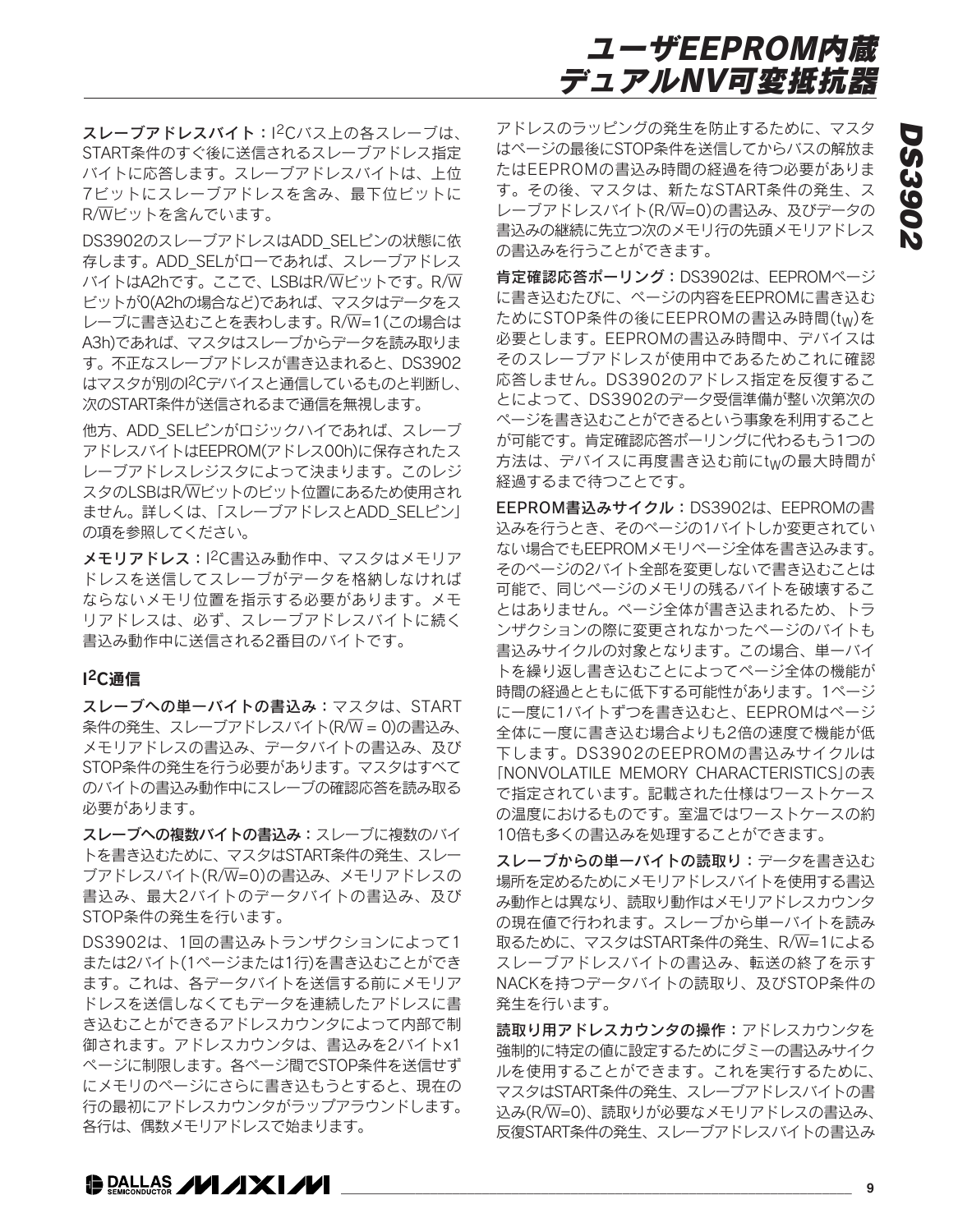**スレーブアドレスバイト：**I²Cバス上の各スレーブは、START条件のすぐ後に送信されるスレーブアドレス指定バイトに応答します。スレーブアドレスバイトは、上位7ビットにスレーブアドレスを含み、最下位ビットにR/$\overline{W}$ビットを含んでいます。

DS3902のスレーブアドレスはADD_SELピンの状態に依存します。ADD_SELがローであれば、スレーブアドレスバイトはA2hです。ここで、LSBはR/$\overline{W}$ビットです。R/$\overline{W}$ビットが0(A2hの場合など)であれば、マスタはデータをスレーブに書き込むことを表わします。R/$\overline{W}$=1(この場合はA3h)であれば、マスタはスレーブからデータを読み取ります。不正なスレーブアドレスが書き込まれると、DS3902はマスタが別のI²Cデバイスと通信しているものと判断し、次のSTART条件が送信されるまで通信を無視します。

他方、ADD_SELピンがロジックハイであれば、スレーブアドレスバイトはEEPROM(アドレス00h)に保存されたスレーブアドレスレジスタによって決まります。このレジスタのLSBはR/$\overline{W}$ビットのビット位置にあるため使用されません。詳しくは、「スレーブアドレスとADD_SELピン」の項を参照してください。

**メモリアドレス：**I²C書込み動作中、マスタはメモリアドレスを送信してスレーブがデータを格納しなければならないメモリ位置を指示する必要があります。メモリアドレスは、必ず、スレーブアドレスバイトに続く書込み動作中に送信される2番目のバイトです。

### I²C通信

**スレーブへの単一バイトの書込み：**マスタは、START条件の発生、スレーブアドレスバイト(R/$\overline{W}$ = 0)の書込み、メモリアドレスの書込み、データバイトの書込み、及びSTOP条件の発生を行う必要があります。マスタはすべてのバイトの書込み動作中にスレーブの確認応答を読み取る必要があります。

**スレーブへの複数バイトの書込み：**スレーブに複数のバイトを書き込むために、マスタはSTART条件の発生、スレーブアドレスバイト(R/$\overline{W}$=0)の書込み、メモリアドレスの書込み、最大2バイトのデータバイトの書込み、及びSTOP条件の発生を行います。

DS3902は、1回の書込みトランザクションによって1または2バイト(1ページまたは1行)を書き込むことができます。これは、各データバイトを送信する前にメモリアドレスを送信しなくてもデータを連続したアドレスに書き込むことができるアドレスカウンタによって内部で制御されます。アドレスカウンタは、書込みを2バイトx1ページに制限します。各ページ間でSTOP条件を送信せずにメモリのページにさらに書き込もうとすると、現在の行の最初にアドレスカウンタがラップアラウンドします。各行は、偶数メモリアドレスで始まります。

アドレスのラッピングの発生を防止するために、マスタはページの最後にSTOP条件を送信してからバスの解放またはEEPROMの書込み時間の経過を待つ必要があります。その後、マスタは、新たなSTART条件の発生、スレーブアドレスバイト(R/$\overline{W}$=0)の書込み、及びデータの書込みの継続に先立つ次のメモリ行の先頭メモリアドレスの書込みを行うことができます。

**肯定確認応答ポーリング：**DS3902は、EEPROMページに書き込むたびに、ページの内容をEEPROMに書き込むためにSTOP条件の後にEEPROMの書込み時間($t_W$)を必要とします。EEPROMの書込み時間中、デバイスはそのスレーブアドレスが使用中であるためこれに確認応答しません。DS3902のアドレス指定を反復することによって、DS3902のデータ受信準備が整い次第次のページを書き込むことができるという事象を利用することが可能です。肯定確認応答ポーリングに代わるもう1つの方法は、デバイスに再度書き込む前に$t_W$の最大時間が経過するまで待つことです。

**EEPROM書込みサイクル：**DS3902は、EEPROMの書込みを行うとき、そのページの1バイトしか変更されていない場合でもEEPROMメモリページ全体を書き込みます。そのページの2バイト全部を変更しないで書き込むことは可能で、同じページのメモリの残るバイトを破壊することはありません。ページ全体が書き込まれるため、トランザクションの際に変更されなかったページのバイトも書込みサイクルの対象となります。この場合、単一バイトを繰り返し書き込むことによってページ全体の機能が時間の経過とともに低下する可能性があります。1ページに一度に1バイトずつを書き込むと、EEPROMはページ全体に一度に書き込む場合よりも2倍の速度で機能が低下します。DS3902のEEPROMの書込みサイクルは「NONVOLATILE MEMORY CHARACTERISTICS」の表で指定されています。記載された仕様はワーストケースの温度におけるものです。室温ではワーストケースの約10倍も多くの書込みを処理することができます。

**スレーブからの単一バイトの読取り：**データを書き込む場所を定めるためにメモリアドレスバイトを使用する書込み動作とは異なり、読取り動作はメモリアドレスカウンタの現在値で行われます。スレーブから単一バイトを読み取るために、マスタはSTART条件の発生、R/$\overline{W}$=1によるスレーブアドレスバイトの書込み、転送の終了を示すNACKを持つデータバイトの読取り、及びSTOP条件の発生を行います。

**読取り用アドレスカウンタの操作：**アドレスカウンタを強制的に特定の値に設定するためにダミーの書込みサイクルを使用することができます。これを実行するために、マスタはSTART条件の発生、スレーブアドレスバイトの書込み(R/$\overline{W}$=0)、読取りが必要なメモリアドレスの書込み、反復START条件の発生、スレーブアドレスバイトの書込み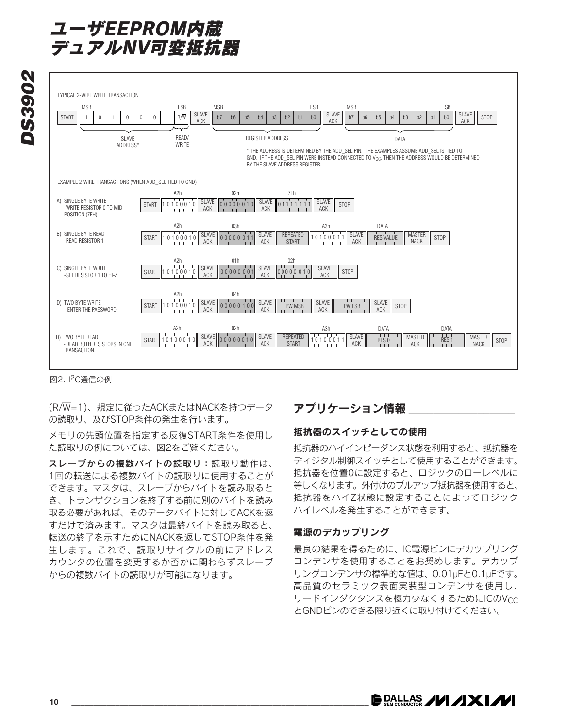# ユーザEEPROM内蔵デュアルNV可変抵抗器

TYPICAL 2-WIRE WRITE TRANSACTION

MSB LSB MSB LSB MSB LSB

START 1 0 1 0 0 0 1 R/W SLAVE ACK b7 b6 b5 b4 b3 b2 b1 b0 SLAVE ACK b7 b6 b5 b4 b3 b2 b1 b0 SLAVE ACK STOP

SLAVE ADDRESS* READ/WRITE REGISTER ADDRESS DATA

* THE ADDRESS IS DETERMINED BY THE ADD_SEL PIN. THE EXAMPLES ASSUME ADD_SEL IS TIED TO GND. IF THE ADD_SEL PIN WERE INSTEAD CONNECTED TO $V_{CC}$, THEN THE ADDRESS WOULD BE DETERMINED BY THE SLAVE ADDRESS REGISTER.

EXAMPLE 2-WIRE TRANSACTIONS (WHEN ADD_SEL TIED TO GND)

A) SINGLE BYTE WRITE -WRITE RESISTOR 0 TO MID POSITION (7FH)

START A2h 10100010 SLAVE ACK 02h 00000010 SLAVE ACK 7Fh 01111111 SLAVE ACK STOP

B) SINGLE BYTE READ -READ RESISTOR 1

START A2h 10100010 SLAVE ACK 03h 00000011 SLAVE ACK REPEATED START A3h 10100011 SLAVE ACK DATA RES VALUE MASTER NACK STOP

C) SINGLE BYTE WRITE -SET RESISTOR 1 TO HI-Z

START A2h 10100010 SLAVE ACK 01h 00000001 SLAVE ACK 02h 00000010 SLAVE ACK STOP

D) TWO BYTE WRITE - ENTER THE PASSWORD.

START A2h 10100010 SLAVE ACK 04h 00000100 SLAVE ACK PW MSB SLAVE ACK PW LSB SLAVE ACK STOP

D) TWO BYTE READ - READ BOTH RESISTORS IN ONE TRANSACTION.

START A2h 10100010 SLAVE ACK 02h 00000010 SLAVE ACK REPEATED START A3h 10100011 SLAVE ACK DATA RES 0 MASTER ACK DATA RES 1 MASTER NACK STOP

図2. I²C通信の例

(R/W=1)、規定に従ったACKまたはNACKを持つデータの読取り、及びSTOP条件の発生を行います。

メモリの先頭位置を指定する反復START条件を使用した読取りの例については、図2をご覧ください。

**スレーブからの複数バイトの読取り：**読取り動作は、1回の転送による複数バイトの読取りに使用することができます。マスタは、スレーブからバイトを読み取るとき、トランザクションを終了する前に別のバイトを読み取る必要があれば、そのデータバイトに対してACKを返すだけで済みます。マスタは最終バイトを読み取ると、転送の終了を示すためにNACKを返してSTOP条件を発生します。これで、読取りサイクルの前にアドレスカウンタの位置を変更するか否かに関わらずスレーブからの複数バイトの読取りが可能になります。

## アプリケーション情報

### 抵抗器のスイッチとしての使用

抵抗器のハイインピーダンス状態を利用すると、抵抗器をディジタル制御スイッチとして使用することができます。抵抗器を位置0に設定すると、ロジックのローレベルに等しくなります。外付けのプルアップ抵抗器を使用すると、抵抗器をハイZ状態に設定することによってロジックハイレベルを発生することができます。

### 電源のデカップリング

最良の結果を得るために、IC電源ピンにデカップリングコンデンサを使用することをお奨めします。デカップリングコンデンサの標準的な値は、0.01µFと0.1µFです。高品質のセラミック表面実装型コンデンサを使用し、リードインダクタンスを極力少なくするためにICの$V_{CC}$とGNDピンのできる限り近くに取り付けてください。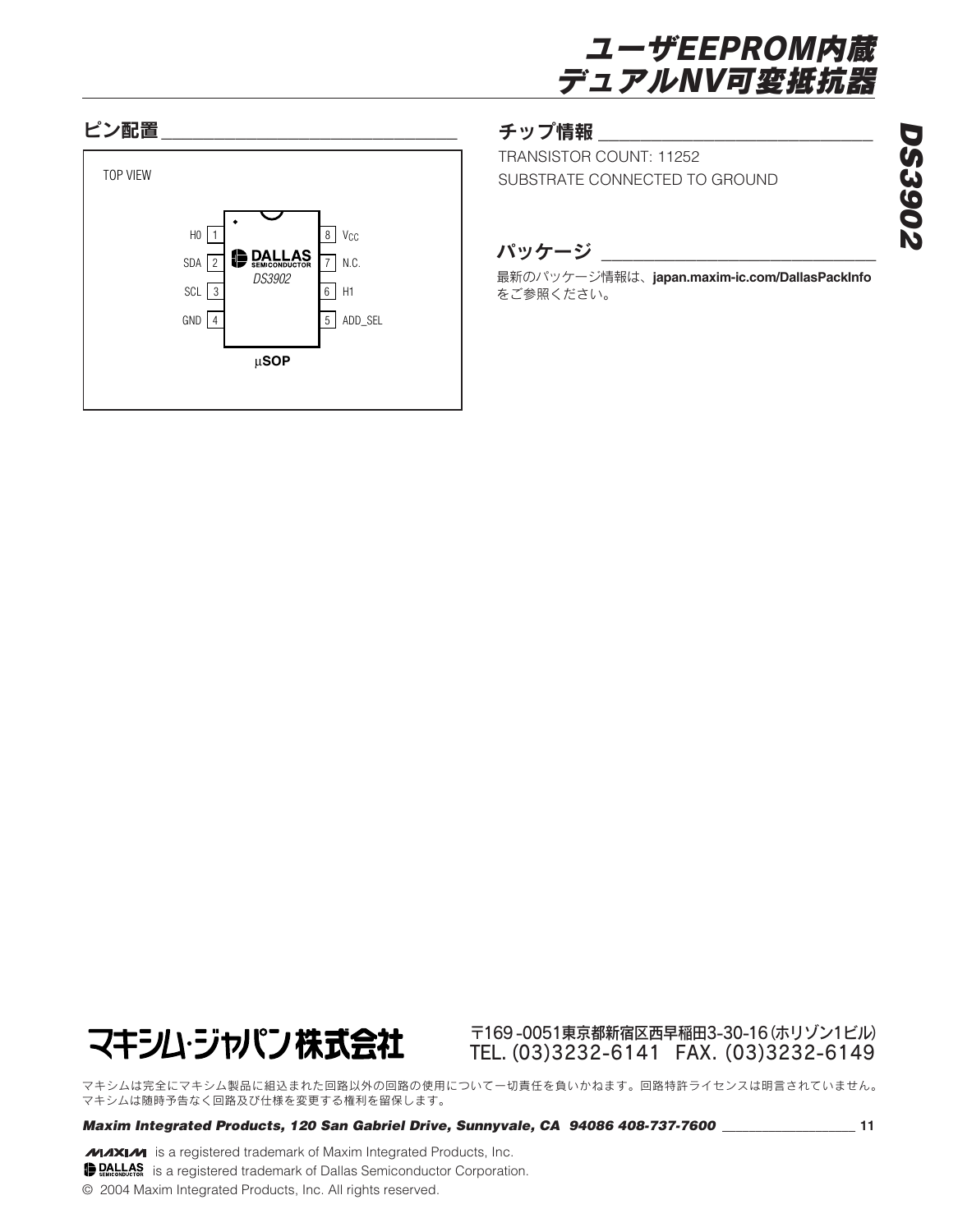## ピン配置

TOP VIEW

| | | | |
|---|---|---|---|
| H0 | 1 | 8 | $V_{CC}$ |
| SDA | 2 | 7 | N.C. |
| SCL | 3 | 6 | H1 |
| GND | 4 | 5 | ADD_SEL |

DALLAS SEMICONDUCTOR
*DS3902*

μ**SOP**

## チップ情報

TRANSISTOR COUNT: 11252
SUBSTRATE CONNECTED TO GROUND

## パッケージ

最新のパッケージ情報は、**japan.maxim-ic.com/DallasPackInfo** をご参照ください。

**マキシム・ジャパン株式会社**

〒169-0051東京都新宿区西早稲田3-30-16(ホリゾン1ビル)
TEL. (03)3232-6141 FAX. (03)3232-6149

マキシムは完全にマキシム製品に組込まれた回路以外の回路の使用について一切責任を負いかねます。回路特許ライセンスは明言されていません。
マキシムは随時予告なく回路及び仕様を変更する権利を留保します。

***Maxim Integrated Products, 120 San Gabriel Drive, Sunnyvale, CA 94086 408-737-7600***

MAXIM is a registered trademark of Maxim Integrated Products, Inc.
DALLAS SEMICONDUCTOR is a registered trademark of Dallas Semiconductor Corporation.
© 2004 Maxim Integrated Products, Inc. All rights reserved.